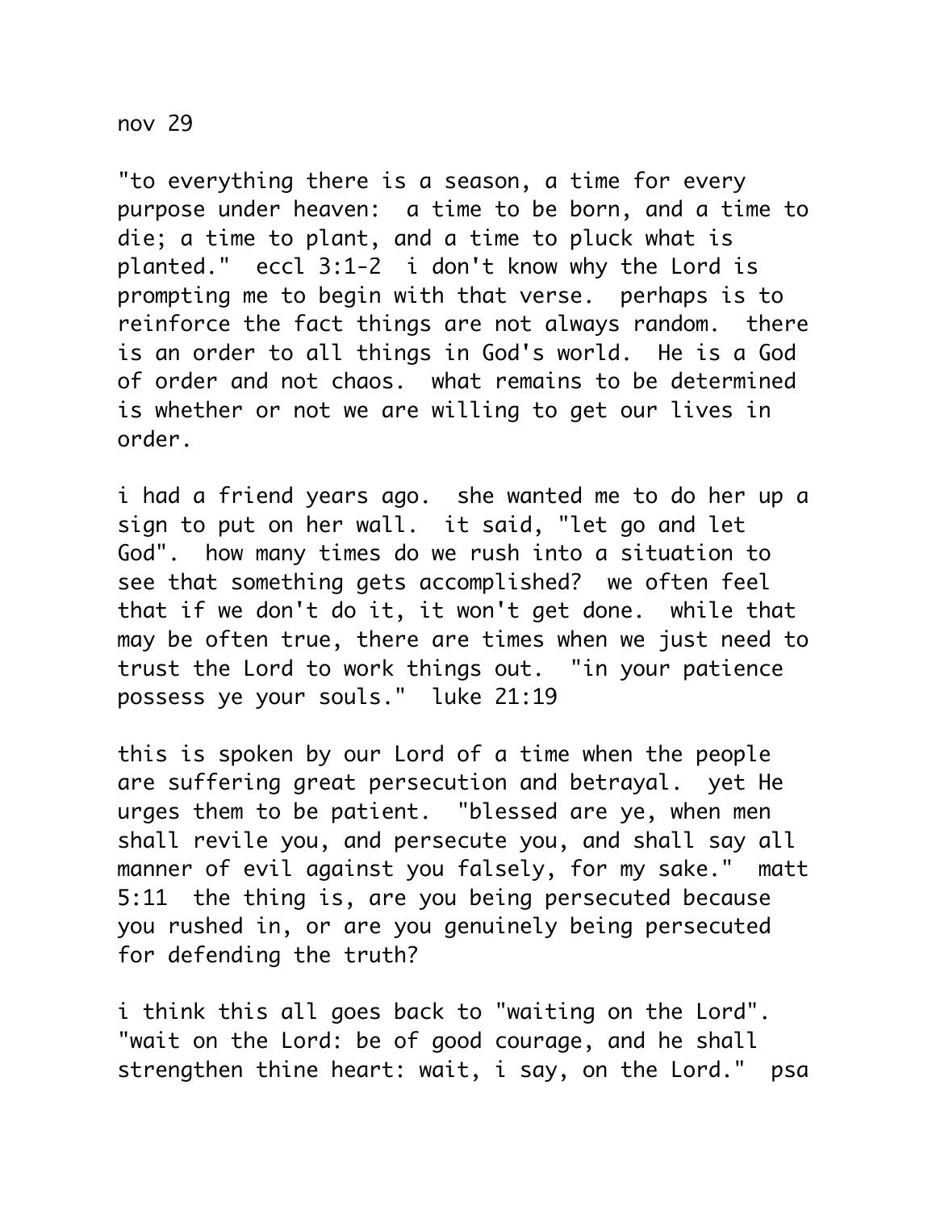nov 29

"to everything there is a season, a time for every purpose under heaven: a time to be born, and a time to die; a time to plant, and a time to pluck what is planted." eccl 3:1-2 i don't know why the Lord is prompting me to begin with that verse. perhaps is to reinforce the fact things are not always random. there is an order to all things in God's world. He is a God of order and not chaos. what remains to be determined is whether or not we are willing to get our lives in order.

i had a friend years ago. she wanted me to do her up a sign to put on her wall. it said, "let go and let God". how many times do we rush into a situation to see that something gets accomplished? we often feel that if we don't do it, it won't get done. while that may be often true, there are times when we just need to trust the Lord to work things out. "in your patience possess ye your souls." luke 21:19

this is spoken by our Lord of a time when the people are suffering great persecution and betrayal. yet He urges them to be patient. "blessed are ye, when men shall revile you, and persecute you, and shall say all manner of evil against you falsely, for my sake." matt 5:11 the thing is, are you being persecuted because you rushed in, or are you genuinely being persecuted for defending the truth?

i think this all goes back to "waiting on the Lord". "wait on the Lord: be of good courage, and he shall strengthen thine heart: wait, i say, on the Lord." psa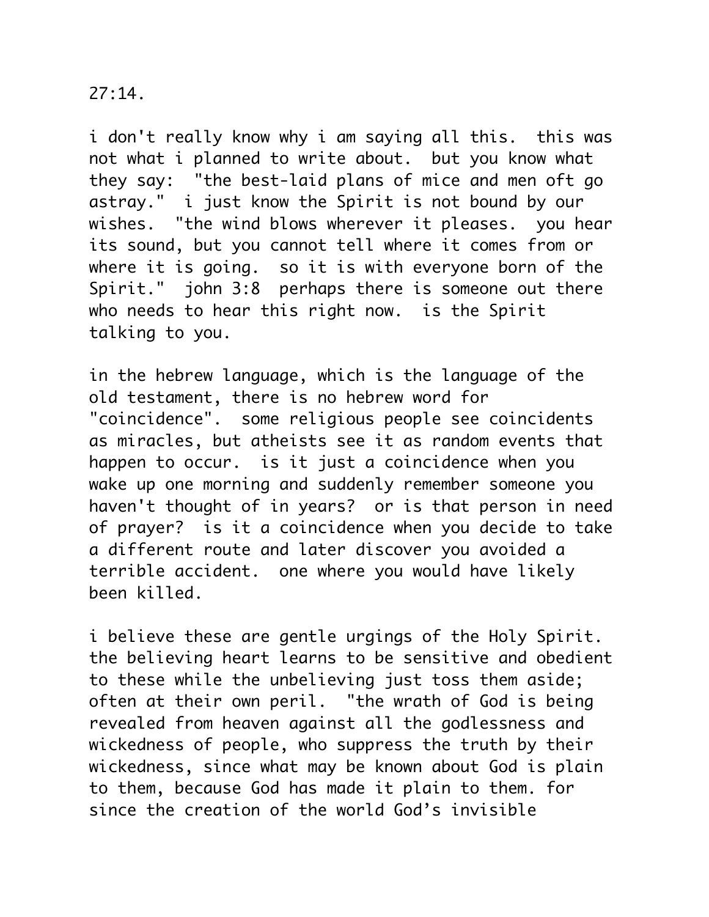27:14.

i don't really know why i am saying all this. this was not what i planned to write about. but you know what they say: "the best-laid plans of mice and men oft go astray." i just know the Spirit is not bound by our wishes. "the wind blows wherever it pleases. you hear its sound, but you cannot tell where it comes from or where it is going. so it is with everyone born of the Spirit." john 3:8 perhaps there is someone out there who needs to hear this right now. is the Spirit talking to you.

in the hebrew language, which is the language of the old testament, there is no hebrew word for "coincidence". some religious people see coincidents as miracles, but atheists see it as random events that happen to occur. is it just a coincidence when you wake up one morning and suddenly remember someone you haven't thought of in years? or is that person in need of prayer? is it a coincidence when you decide to take a different route and later discover you avoided a terrible accident. one where you would have likely been killed.

i believe these are gentle urgings of the Holy Spirit. the believing heart learns to be sensitive and obedient to these while the unbelieving just toss them aside; often at their own peril. "the wrath of God is being revealed from heaven against all the godlessness and wickedness of people, who suppress the truth by their wickedness, since what may be known about God is plain to them, because God has made it plain to them. for since the creation of the world God's invisible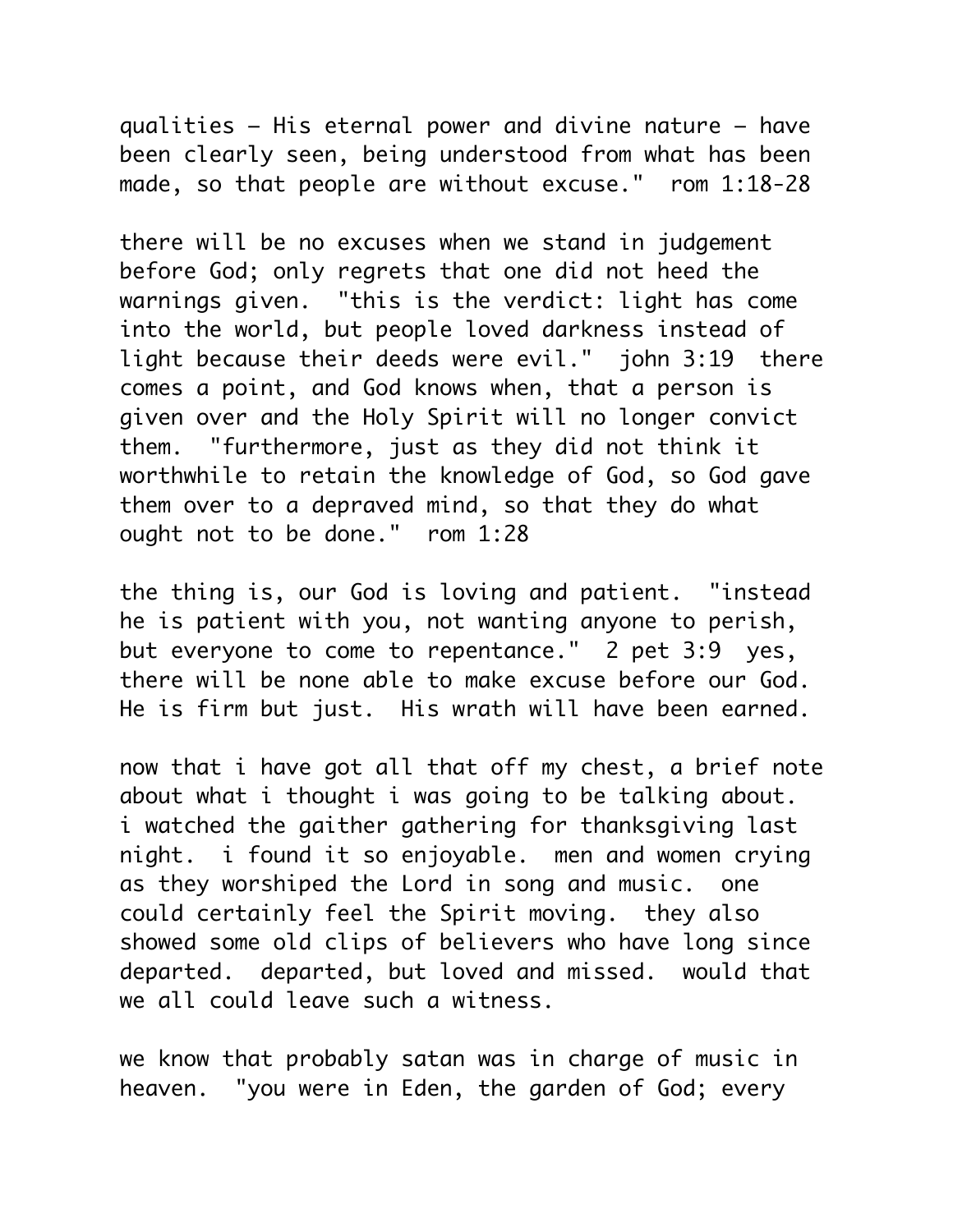qualities – His eternal power and divine nature – have been clearly seen, being understood from what has been made, so that people are without excuse."  rom 1:18-28

there will be no excuses when we stand in judgement before God; only regrets that one did not heed the warnings given.  "this is the verdict: light has come into the world, but people loved darkness instead of light because their deeds were evil."  john 3:19  there comes a point, and God knows when, that a person is given over and the Holy Spirit will no longer convict them.  "furthermore, just as they did not think it worthwhile to retain the knowledge of God, so God gave them over to a depraved mind, so that they do what ought not to be done."  rom 1:28

the thing is, our God is loving and patient.  "instead he is patient with you, not wanting anyone to perish, but everyone to come to repentance."  2 pet 3:9  yes, there will be none able to make excuse before our God. He is firm but just.  His wrath will have been earned.

now that i have got all that off my chest, a brief note about what i thought i was going to be talking about. i watched the gaither gathering for thanksgiving last night.  i found it so enjoyable.  men and women crying as they worshiped the Lord in song and music.  one could certainly feel the Spirit moving.  they also showed some old clips of believers who have long since departed.  departed, but loved and missed.  would that we all could leave such a witness.

we know that probably satan was in charge of music in heaven.  "you were in Eden, the garden of God; every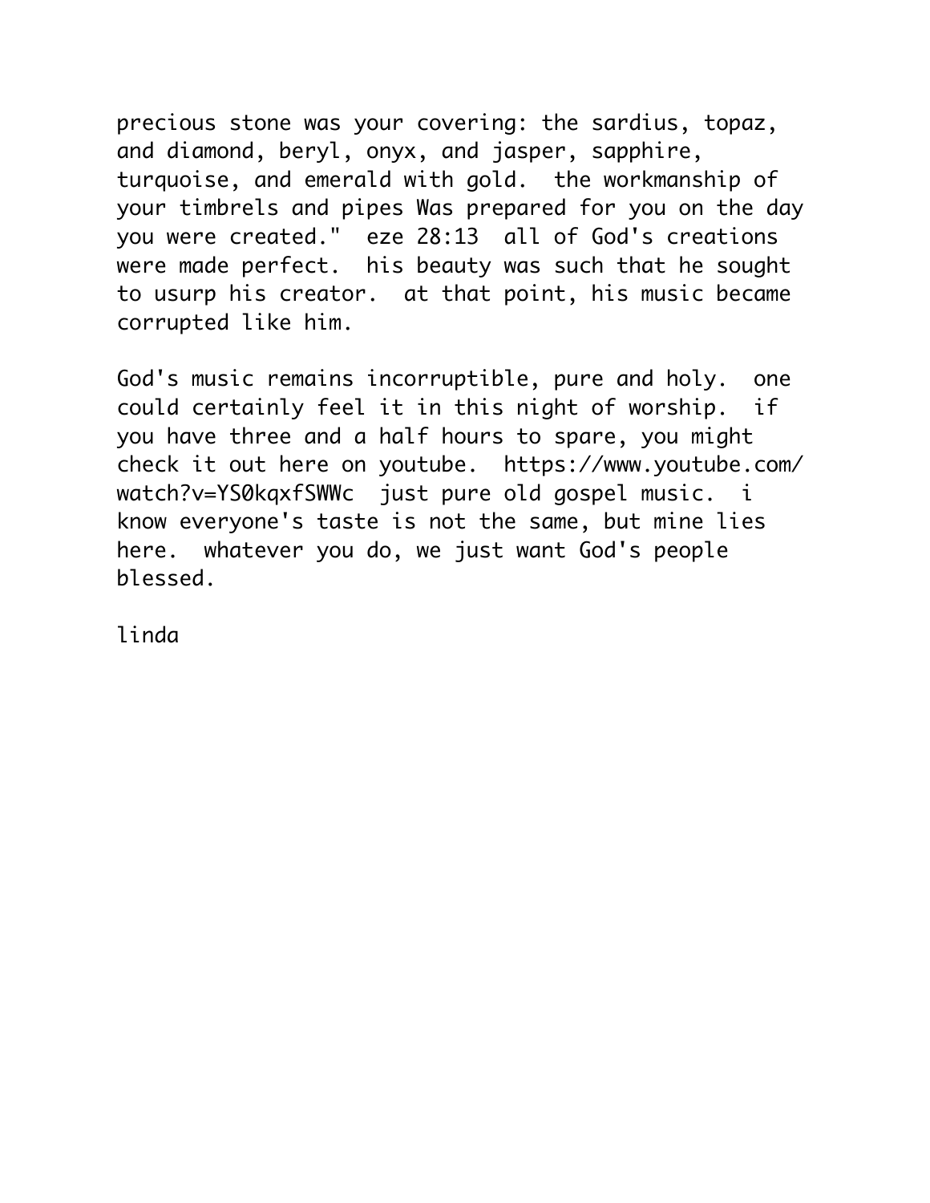precious stone was your covering: the sardius, topaz, and diamond, beryl, onyx, and jasper, sapphire, turquoise, and emerald with gold.  the workmanship of your timbrels and pipes Was prepared for you on the day you were created."  eze 28:13  all of God's creations were made perfect.  his beauty was such that he sought to usurp his creator.  at that point, his music became corrupted like him.

God's music remains incorruptible, pure and holy.  one could certainly feel it in this night of worship.  if you have three and a half hours to spare, you might check it out here on youtube.  https://www.youtube.com/watch?v=YS0kqxfSWWc  just pure old gospel music.  i know everyone's taste is not the same, but mine lies here.  whatever you do, we just want God's people blessed.

linda